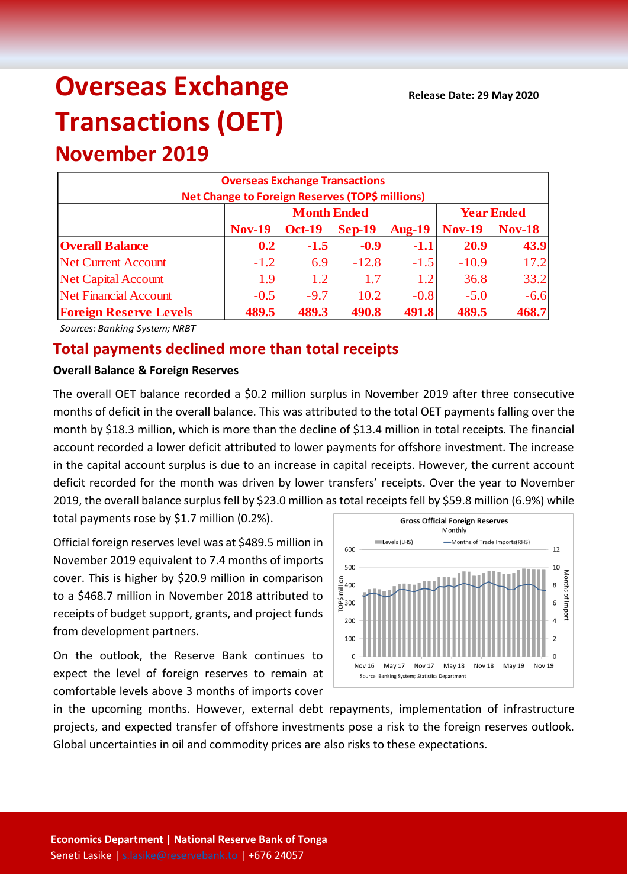# Overseas Exchange Transactions (OET)

## November 2019

**Release Date: 29 May 2020**

| Overseas Exchange Transactions<br>Net Change to Foreign Reserves (TOP$ millions) | | | | | | |
|---|---|---|---|---|---|---|
| | Month Ended | | | | Year Ended | |
| | Nov-19 | Oct-19 | Sep-19 | Aug-19 | Nov-19 | Nov-18 |
| **Overall Balance** | **0.2** | **-1.5** | **-0.9** | **-1.1** | **20.9** | **43.9** |
| Net Current Account | -1.2 | 6.9 | -12.8 | -1.5 | -10.9 | 17.2 |
| Net Capital Account | 1.9 | 1.2 | 1.7 | 1.2 | 36.8 | 33.2 |
| Net Financial Account | -0.5 | -9.7 | 10.2 | -0.8 | -5.0 | -6.6 |
| **Foreign Reserve Levels** | **489.5** | **489.3** | **490.8** | **491.8** | **489.5** | **468.7** |

*Sources: Banking System; NRBT*

## Total payments declined more than total receipts

**Overall Balance & Foreign Reserves**

The overall OET balance recorded a $0.2 million surplus in November 2019 after three consecutive months of deficit in the overall balance. This was attributed to the total OET payments falling over the month by $18.3 million, which is more than the decline of $13.4 million in total receipts. The financial account recorded a lower deficit attributed to lower payments for offshore investment. The increase in the capital account surplus is due to an increase in capital receipts. However, the current account deficit recorded for the month was driven by lower transfers' receipts. Over the year to November 2019, the overall balance surplus fell by $23.0 million as total receipts fell by $59.8 million (6.9%) while total payments rose by $1.7 million (0.2%).

Official foreign reserves level was at $489.5 million in November 2019 equivalent to 7.4 months of imports cover. This is higher by $20.9 million in comparison to a $468.7 million in November 2018 attributed to receipts of budget support, grants, and project funds from development partners.

On the outlook, the Reserve Bank continues to expect the level of foreign reserves to remain at comfortable levels above 3 months of imports cover in the upcoming months. However, external debt repayments, implementation of infrastructure projects, and expected transfer of offshore investments pose a risk to the foreign reserves outlook. Global uncertainties in oil and commodity prices are also risks to these expectations.

**Economics Department | National Reserve Bank of Tonga**
Seneti Lasike | s.lasike@reservebank.to | +676 24057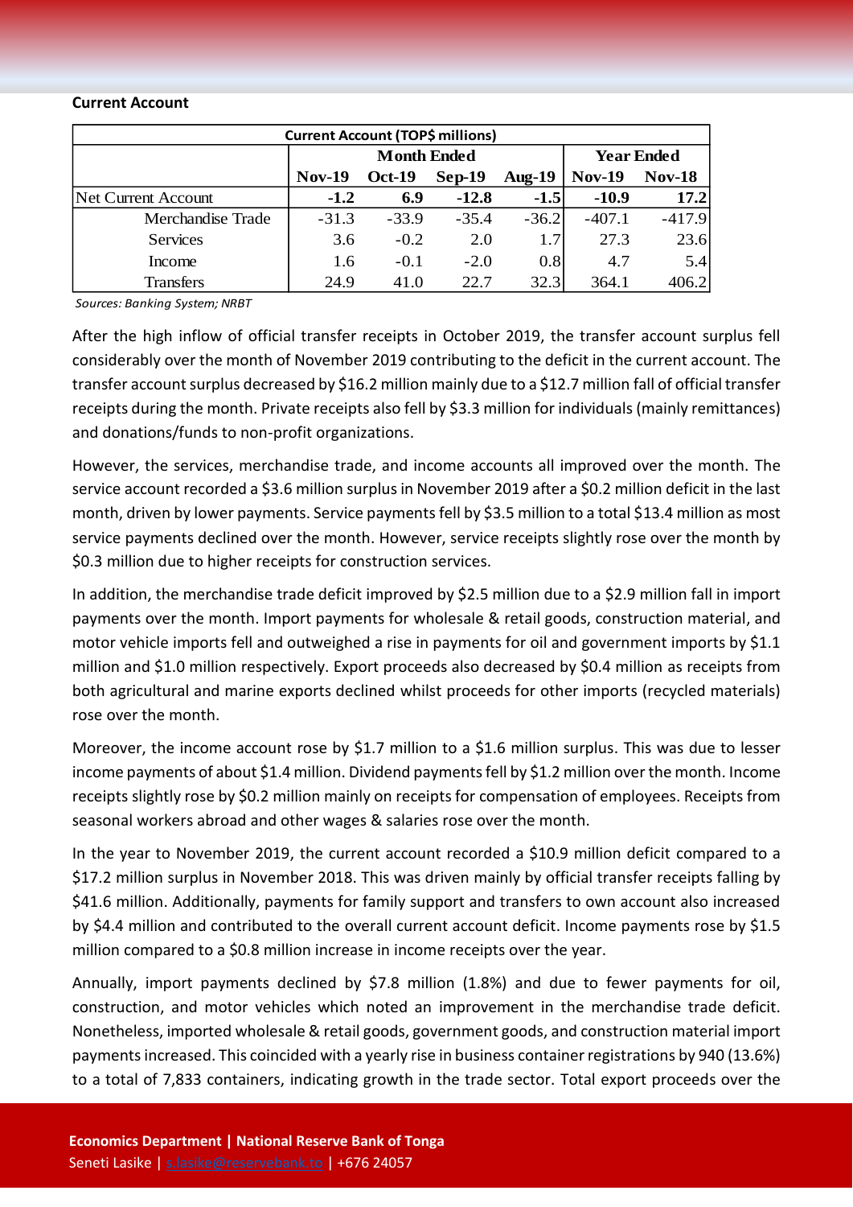**Current Account**

| Current Account (TOP$ millions) | | | | | | |
|---|---|---|---|---|---|---|
| | Month Ended | | | | Year Ended | |
| | Nov-19 | Oct-19 | Sep-19 | Aug-19 | Nov-19 | Nov-18 |
| Net Current Account | **-1.2** | **6.9** | **-12.8** | **-1.5** | **-10.9** | **17.2** |
| Merchandise Trade | -31.3 | -33.9 | -35.4 | -36.2 | -407.1 | -417.9 |
| Services | 3.6 | -0.2 | 2.0 | 1.7 | 27.3 | 23.6 |
| Income | 1.6 | -0.1 | -2.0 | 0.8 | 4.7 | 5.4 |
| Transfers | 24.9 | 41.0 | 22.7 | 32.3 | 364.1 | 406.2 |

*Sources: Banking System; NRBT*

After the high inflow of official transfer receipts in October 2019, the transfer account surplus fell considerably over the month of November 2019 contributing to the deficit in the current account. The transfer account surplus decreased by $16.2 million mainly due to a $12.7 million fall of official transfer receipts during the month. Private receipts also fell by $3.3 million for individuals (mainly remittances) and donations/funds to non-profit organizations.

However, the services, merchandise trade, and income accounts all improved over the month. The service account recorded a $3.6 million surplus in November 2019 after a $0.2 million deficit in the last month, driven by lower payments. Service payments fell by $3.5 million to a total $13.4 million as most service payments declined over the month. However, service receipts slightly rose over the month by $0.3 million due to higher receipts for construction services.

In addition, the merchandise trade deficit improved by $2.5 million due to a $2.9 million fall in import payments over the month. Import payments for wholesale & retail goods, construction material, and motor vehicle imports fell and outweighed a rise in payments for oil and government imports by $1.1 million and $1.0 million respectively. Export proceeds also decreased by $0.4 million as receipts from both agricultural and marine exports declined whilst proceeds for other imports (recycled materials) rose over the month.

Moreover, the income account rose by $1.7 million to a $1.6 million surplus. This was due to lesser income payments of about $1.4 million. Dividend payments fell by $1.2 million over the month. Income receipts slightly rose by $0.2 million mainly on receipts for compensation of employees. Receipts from seasonal workers abroad and other wages & salaries rose over the month.

In the year to November 2019, the current account recorded a $10.9 million deficit compared to a $17.2 million surplus in November 2018. This was driven mainly by official transfer receipts falling by $41.6 million. Additionally, payments for family support and transfers to own account also increased by $4.4 million and contributed to the overall current account deficit. Income payments rose by $1.5 million compared to a $0.8 million increase in income receipts over the year.

Annually, import payments declined by $7.8 million (1.8%) and due to fewer payments for oil, construction, and motor vehicles which noted an improvement in the merchandise trade deficit. Nonetheless, imported wholesale & retail goods, government goods, and construction material import payments increased. This coincided with a yearly rise in business container registrations by 940 (13.6%) to a total of 7,833 containers, indicating growth in the trade sector. Total export proceeds over the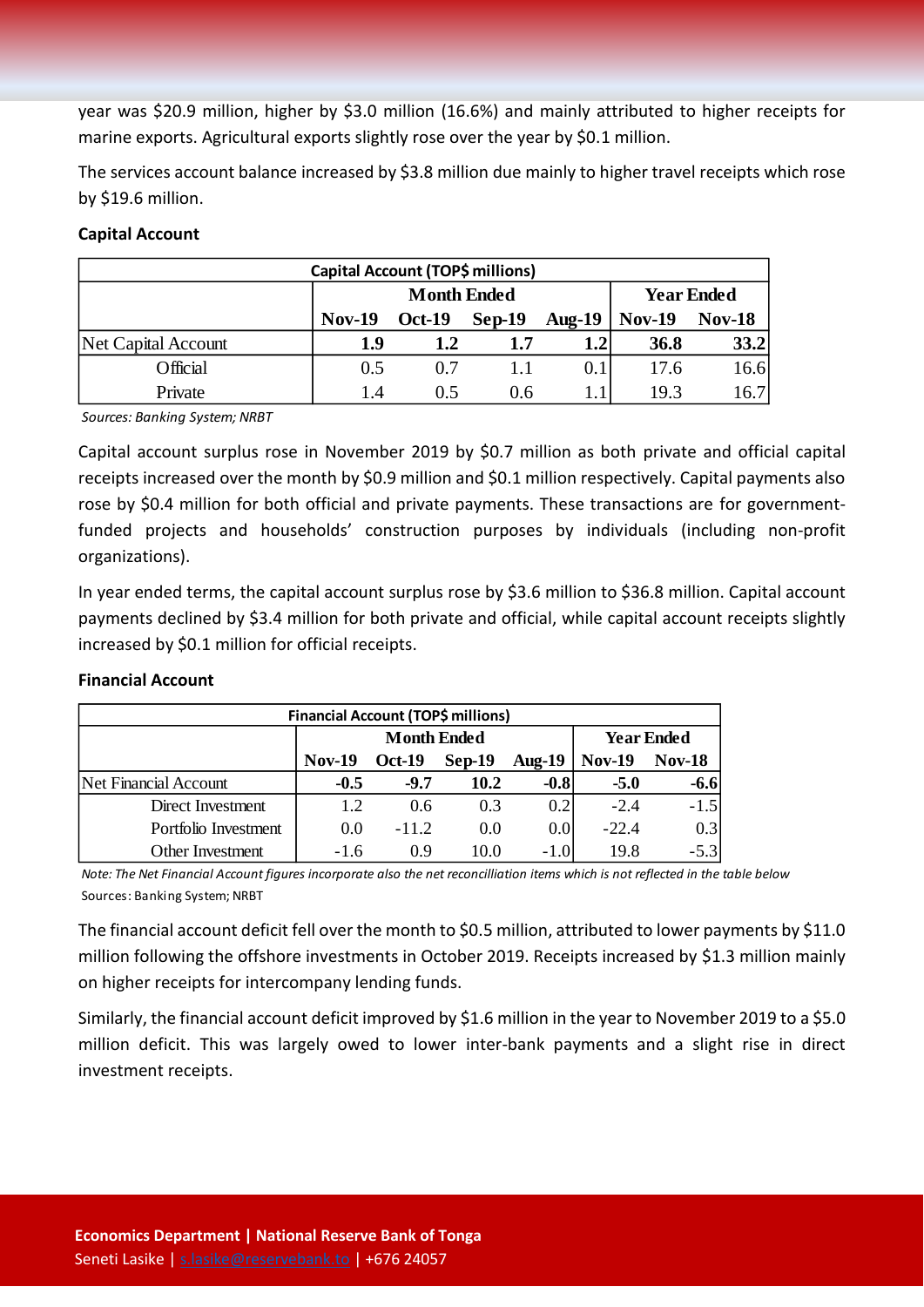year was $20.9 million, higher by $3.0 million (16.6%) and mainly attributed to higher receipts for marine exports. Agricultural exports slightly rose over the year by $0.1 million.

The services account balance increased by $3.8 million due mainly to higher travel receipts which rose by $19.6 million.

**Capital Account**

| Capital Account (TOP$ millions) | | | | | | |
|---|---|---|---|---|---|---|
| | Month Ended | | | | Year Ended | |
| | Nov-19 | Oct-19 | Sep-19 | Aug-19 | Nov-19 | Nov-18 |
| Net Capital Account | **1.9** | **1.2** | **1.7** | **1.2** | **36.8** | **33.2** |
| Official | 0.5 | 0.7 | 1.1 | 0.1 | 17.6 | 16.6 |
| Private | 1.4 | 0.5 | 0.6 | 1.1 | 19.3 | 16.7 |

*Sources: Banking System; NRBT*

Capital account surplus rose in November 2019 by $0.7 million as both private and official capital receipts increased over the month by $0.9 million and $0.1 million respectively. Capital payments also rose by $0.4 million for both official and private payments. These transactions are for government-funded projects and households' construction purposes by individuals (including non-profit organizations).

In year ended terms, the capital account surplus rose by $3.6 million to $36.8 million. Capital account payments declined by $3.4 million for both private and official, while capital account receipts slightly increased by $0.1 million for official receipts.

**Financial Account**

| Financial Account (TOP$ millions) | | | | | | |
|---|---|---|---|---|---|---|
| | Month Ended | | | | Year Ended | |
| | Nov-19 | Oct-19 | Sep-19 | Aug-19 | Nov-19 | Nov-18 |
| Net Financial Account | **-0.5** | **-9.7** | **10.2** | **-0.8** | **-5.0** | **-6.6** |
| Direct Investment | 1.2 | 0.6 | 0.3 | 0.2 | -2.4 | -1.5 |
| Portfolio Investment | 0.0 | -11.2 | 0.0 | 0.0 | -22.4 | 0.3 |
| Other Investment | -1.6 | 0.9 | 10.0 | -1.0 | 19.8 | -5.3 |

*Note: The Net Financial Account figures incorporate also the net reconcilliation items which is not reflected in the table below*

Sources: Banking System; NRBT

The financial account deficit fell over the month to $0.5 million, attributed to lower payments by $11.0 million following the offshore investments in October 2019. Receipts increased by $1.3 million mainly on higher receipts for intercompany lending funds.

Similarly, the financial account deficit improved by $1.6 million in the year to November 2019 to a $5.0 million deficit. This was largely owed to lower inter-bank payments and a slight rise in direct investment receipts.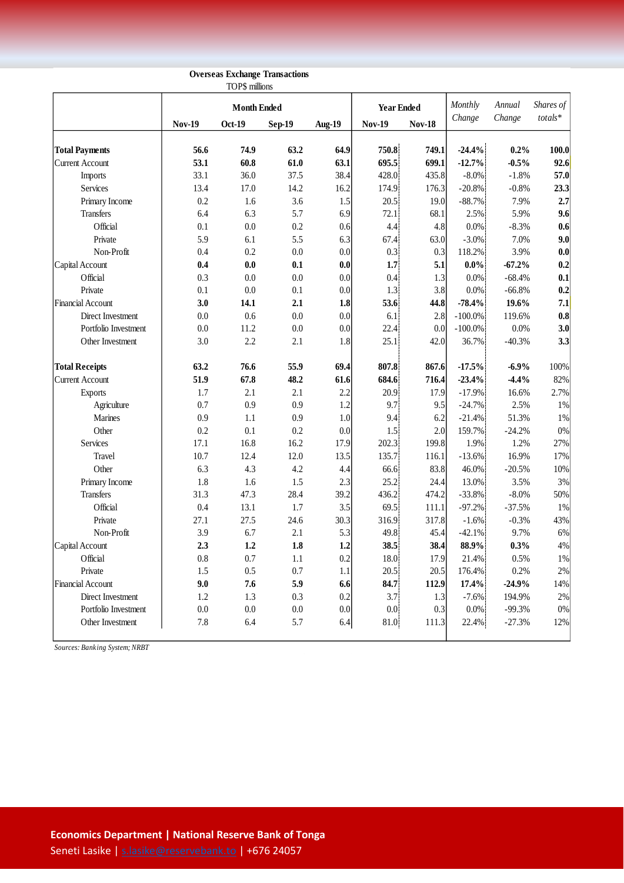**Overseas Exchange Transactions**

TOP$ millions

| | Month Ended | | | | Year Ended | | *Monthly Change* | *Annual Change* | *Shares of totals** |
|---|---|---|---|---|---|---|---|---|---|
| | **Nov-19** | **Oct-19** | **Sep-19** | **Aug-19** | **Nov-19** | **Nov-18** | | | |
| **Total Payments** | **56.6** | **74.9** | **63.2** | **64.9** | **750.8** | **749.1** | **-24.4%** | **0.2%** | **100.0** |
| Current Account | **53.1** | **60.8** | **61.0** | **63.1** | **695.5** | **699.1** | **-12.7%** | **-0.5%** | **92.6** |
| Imports | 33.1 | 36.0 | 37.5 | 38.4 | 428.0 | 435.8 | -8.0% | -1.8% | **57.0** |
| Services | 13.4 | 17.0 | 14.2 | 16.2 | 174.9 | 176.3 | -20.8% | -0.8% | **23.3** |
| Primary Income | 0.2 | 1.6 | 3.6 | 1.5 | 20.5 | 19.0 | -88.7% | 7.9% | **2.7** |
| Transfers | 6.4 | 6.3 | 5.7 | 6.9 | 72.1 | 68.1 | 2.5% | 5.9% | **9.6** |
| Official | 0.1 | 0.0 | 0.2 | 0.6 | 4.4 | 4.8 | 0.0% | -8.3% | **0.6** |
| Private | 5.9 | 6.1 | 5.5 | 6.3 | 67.4 | 63.0 | -3.0% | 7.0% | **9.0** |
| Non-Profit | 0.4 | 0.2 | 0.0 | 0.0 | 0.3 | 0.3 | 118.2% | 3.9% | **0.0** |
| Capital Account | **0.4** | **0.0** | **0.1** | **0.0** | **1.7** | **5.1** | **0.0%** | **-67.2%** | **0.2** |
| Official | 0.3 | 0.0 | 0.0 | 0.0 | 0.4 | 1.3 | 0.0% | -68.4% | **0.1** |
| Private | 0.1 | 0.0 | 0.1 | 0.0 | 1.3 | 3.8 | 0.0% | -66.8% | **0.2** |
| Financial Account | **3.0** | **14.1** | **2.1** | **1.8** | **53.6** | **44.8** | **-78.4%** | **19.6%** | **7.1** |
| Direct Investment | 0.0 | 0.6 | 0.0 | 0.0 | 6.1 | 2.8 | -100.0% | 119.6% | **0.8** |
| Portfolio Investment | 0.0 | 11.2 | 0.0 | 0.0 | 22.4 | 0.0 | -100.0% | 0.0% | **3.0** |
| Other Investment | 3.0 | 2.2 | 2.1 | 1.8 | 25.1 | 42.0 | 36.7% | -40.3% | **3.3** |
| **Total Receipts** | **63.2** | **76.6** | **55.9** | **69.4** | **807.8** | **867.6** | **-17.5%** | **-6.9%** | 100% |
| Current Account | **51.9** | **67.8** | **48.2** | **61.6** | **684.6** | **716.4** | **-23.4%** | **-4.4%** | 82% |
| Exports | 1.7 | 2.1 | 2.1 | 2.2 | 20.9 | 17.9 | -17.9% | 16.6% | 2.7% |
| Agriculture | 0.7 | 0.9 | 0.9 | 1.2 | 9.7 | 9.5 | -24.7% | 2.5% | 1% |
| Marines | 0.9 | 1.1 | 0.9 | 1.0 | 9.4 | 6.2 | -21.4% | 51.3% | 1% |
| Other | 0.2 | 0.1 | 0.2 | 0.0 | 1.5 | 2.0 | 159.7% | -24.2% | 0% |
| Services | 17.1 | 16.8 | 16.2 | 17.9 | 202.3 | 199.8 | 1.9% | 1.2% | 27% |
| Travel | 10.7 | 12.4 | 12.0 | 13.5 | 135.7 | 116.1 | -13.6% | 16.9% | 17% |
| Other | 6.3 | 4.3 | 4.2 | 4.4 | 66.6 | 83.8 | 46.0% | -20.5% | 10% |
| Primary Income | 1.8 | 1.6 | 1.5 | 2.3 | 25.2 | 24.4 | 13.0% | 3.5% | 3% |
| Transfers | 31.3 | 47.3 | 28.4 | 39.2 | 436.2 | 474.2 | -33.8% | -8.0% | 50% |
| Official | 0.4 | 13.1 | 1.7 | 3.5 | 69.5 | 111.1 | -97.2% | -37.5% | 1% |
| Private | 27.1 | 27.5 | 24.6 | 30.3 | 316.9 | 317.8 | -1.6% | -0.3% | 43% |
| Non-Profit | 3.9 | 6.7 | 2.1 | 5.3 | 49.8 | 45.4 | -42.1% | 9.7% | 6% |
| Capital Account | **2.3** | **1.2** | **1.8** | **1.2** | **38.5** | **38.4** | **88.9%** | **0.3%** | 4% |
| Official | 0.8 | 0.7 | 1.1 | 0.2 | 18.0 | 17.9 | 21.4% | 0.5% | 1% |
| Private | 1.5 | 0.5 | 0.7 | 1.1 | 20.5 | 20.5 | 176.4% | 0.2% | 2% |
| Financial Account | **9.0** | **7.6** | **5.9** | **6.6** | **84.7** | **112.9** | **17.4%** | **-24.9%** | 14% |
| Direct Investment | 1.2 | 1.3 | 0.3 | 0.2 | 3.7 | 1.3 | -7.6% | 194.9% | 2% |
| Portfolio Investment | 0.0 | 0.0 | 0.0 | 0.0 | 0.0 | 0.3 | 0.0% | -99.3% | 0% |
| Other Investment | 7.8 | 6.4 | 5.7 | 6.4 | 81.0 | 111.3 | 22.4% | -27.3% | 12% |

*Sources: Banking System; NRBT*

**Economics Department | National Reserve Bank of Tonga**

Seneti Lasike | s.lasike@reservebank.to | +676 24057